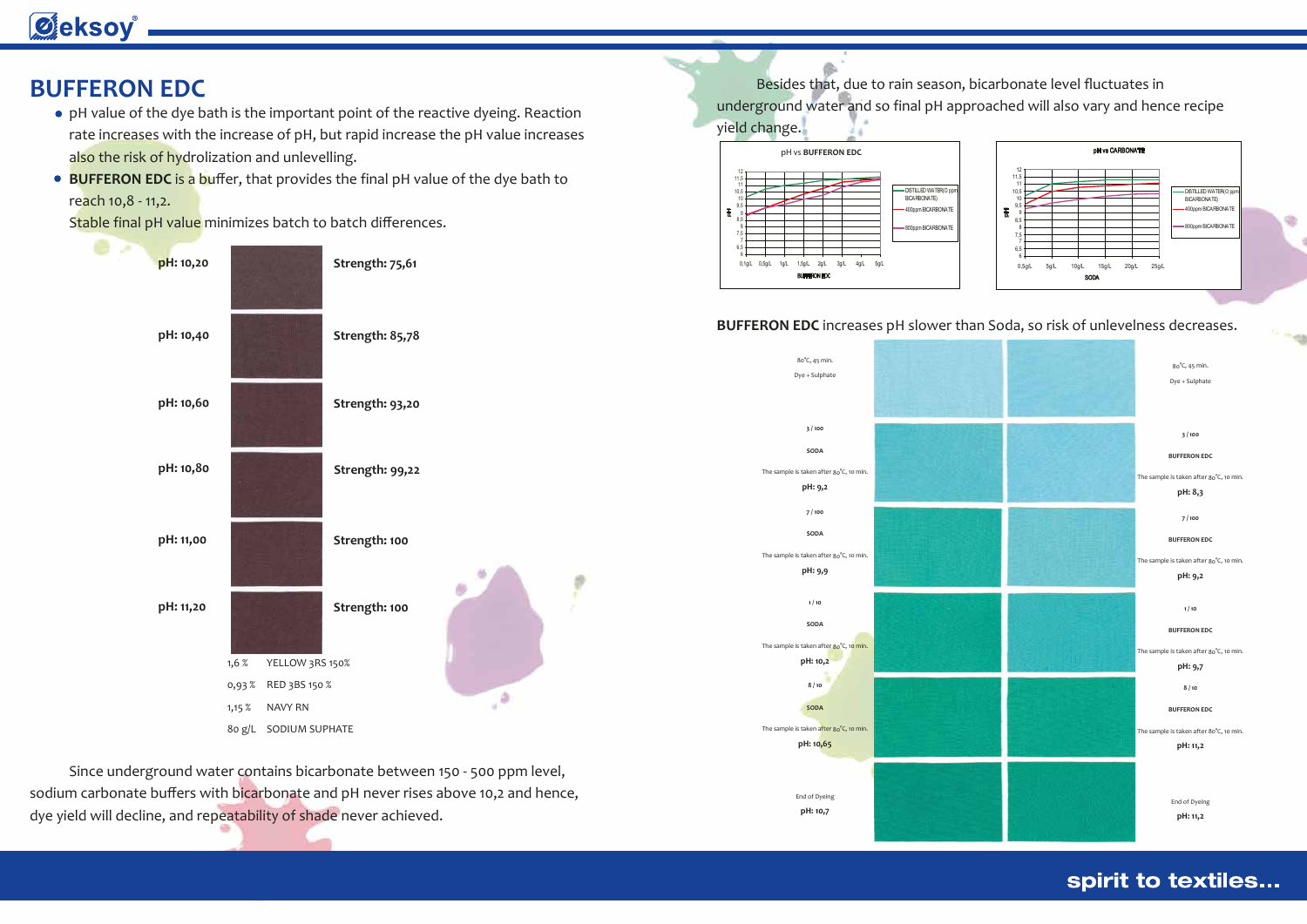# BUFFERON EDC

- pH value of the dye bath is the important point of the reactive dyeing. Reaction rate increases with the increase of pH, but rapid increase the pH value increases also the risk of hydrolization and unlevelling.
- **BUFFERON EDC** is a buffer, that provides the final pH value of the dye bath to reach 10,8 - 11,2.

  Stable final pH value minimizes batch to batch differences.

| pH | Strength |
|---|---|
| pH: 10,20 | Strength: 75,61 |
| pH: 10,40 | Strength: 85,78 |
| pH: 10,60 | Strength: 93,20 |
| pH: 10,80 | Strength: 99,22 |
| pH: 11,00 | Strength: 100 |
| pH: 11,20 | Strength: 100 |

| | |
|---|---|
| 1,6 % | YELLOW 3RS 150% |
| 0,93 % | RED 3BS 150 % |
| 1,15 % | NAVY RN |
| 80 g/L | SODIUM SUPHATE |

Since underground water contains bicarbonate between 150 - 500 ppm level, sodium carbonate buffers with bicarbonate and pH never rises above 10,2 and hence, dye yield will decline, and repeatability of shade never achieved.

Besides that, due to rain season, bicarbonate level fluctuates in underground water and so final pH approached will also vary and hence recipe yield change.

**BUFFERON EDC** increases pH slower than Soda, so risk of unlevelness decreases.

| SODA | BUFFERON EDC |
|---|---|
| 80°C, 45 min. Dye + Sulphate | 80°C, 45 min. Dye + Sulphate |
| 3 / 100 SODA. The sample is taken after 80°C, 10 min. **pH: 9,2** | 3 / 100 BUFFERON EDC. The sample is taken after 80°C, 10 min. **pH: 8,3** |
| 7 / 100 SODA. The sample is taken after 80°C, 10 min. **pH: 9,9** | 7 / 100 BUFFERON EDC. The sample is taken after 80°C, 10 min. **pH: 9,2** |
| 1 / 10 SODA. The sample is taken after 80°C, 10 min. **pH: 10,2** | 1 / 10 BUFFERON EDC. The sample is taken after 80°C, 10 min. **pH: 9,7** |
| 8 / 10 SODA. The sample is taken after 80°C, 10 min. **pH: 10,65** | 8 / 10 BUFFERON EDC. The sample is taken after 80°C, 10 min. **pH: 11,2** |
| End of Dyeing **pH: 10,7** | End of Dyeing **pH: 11,2** |

spirit to textiles...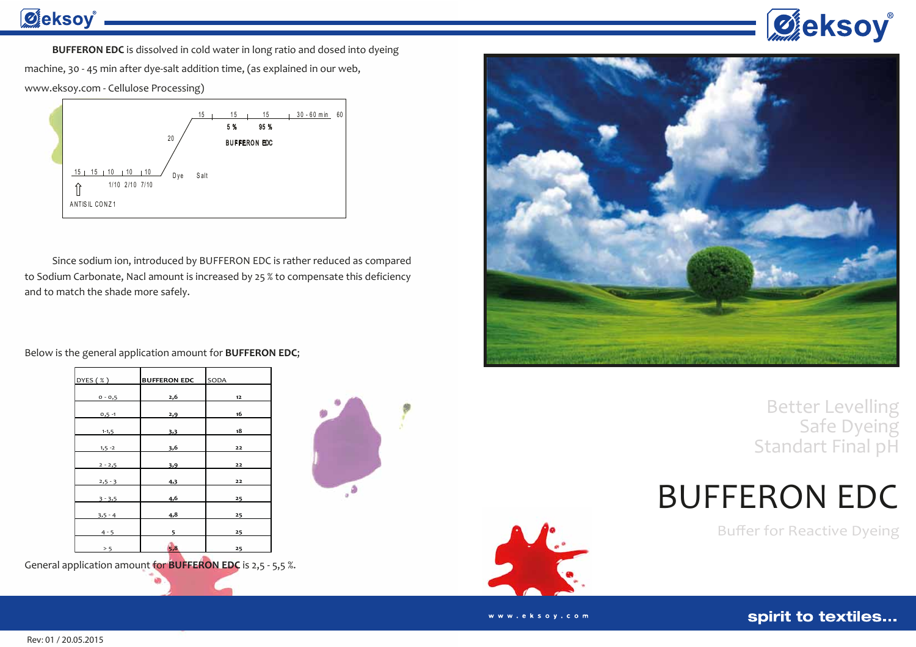**BUFFERON EDC** is dissolved in cold water in long ratio and dosed into dyeing machine, 30 - 45 min after dye-salt addition time, (as explained in our web, www.eksoy.com - Cellulose Processing)

15 15 10 10 10

1/10 2/10 7/10

ANTISIL CONZ 1

20

Dye Salt

15 15 15 30 - 60 min 60

5 % 95 %

BUFFERON EDC

Since sodium ion, introduced by BUFFERON EDC is rather reduced as compared to Sodium Carbonate, Nacl amount is increased by 25 % to compensate this deficiency and to match the shade more safely.

Below is the general application amount for **BUFFERON EDC**;

| DYES ( % ) | BUFFERON EDC | SODA |
|---|---|---|
| 0 - 0,5 | 2,6 | 12 |
| 0,5 -1 | 2,9 | 16 |
| 1-1,5 | 3,3 | 18 |
| 1,5 -2 | 3,6 | 22 |
| 2 - 2,5 | 3,9 | 22 |
| 2,5 - 3 | 4,3 | 22 |
| 3 - 3,5 | 4,6 | 25 |
| 3,5 - 4 | 4,8 | 25 |
| 4 - 5 | 5 | 25 |
| > 5 | 5,8 | 25 |

General application amount for **BUFFERON EDC** is 2,5 - 5,5 %.

Better Levelling
Safe Dyeing
Standart Final pH

# BUFFERON EDC

Buffer for Reactive Dyeing

www.eksoy.com

spirit to textiles...

Rev: 01 / 20.05.2015